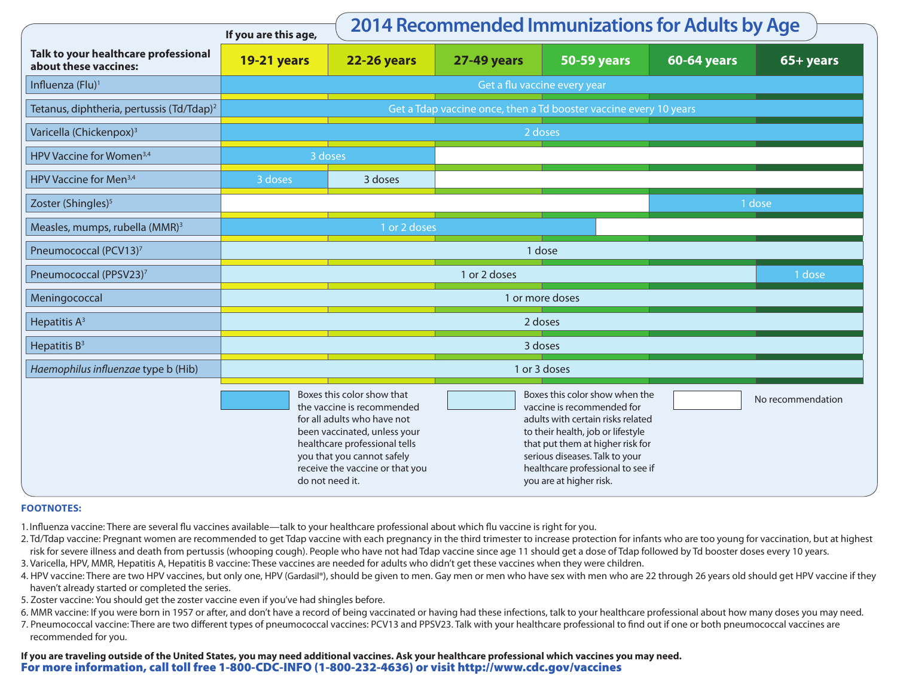# 2014 Recommended Immunizations for Adults by Age

| Talk to your healthcare professional about these vaccines: | If you are this age, 19-21 years | 22-26 years | 27-49 years | 50-59 years | 60-64 years | 65+ years |
|---|---|---|---|---|---|---|
| Influenza (Flu)[1] | Get a flu vaccine every year | | | | | |
| Tetanus, diphtheria, pertussis (Td/Tdap)[2] | Get a Tdap vaccine once, then a Td booster vaccine every 10 years | | | | | |
| Varicella (Chickenpox)[3] | 2 doses | | | | | |
| HPV Vaccine for Women[3,4] | 3 doses | | | | | |
| HPV Vaccine for Men[3,4] | 3 doses | 3 doses | | | | |
| Zoster (Shingles)[5] | | | | | 1 dose | |
| Measles, mumps, rubella (MMR)[3] | 1 or 2 doses | | | | | |
| Pneumococcal (PCV13)[7] | 1 dose | | | | | |
| Pneumococcal (PPSV23)[7] | 1 or 2 doses | | | | | 1 dose |
| Meningococcal | 1 or more doses | | | | | |
| Hepatitis A[3] | 2 doses | | | | | |
| Hepatitis B[3] | 3 doses | | | | | |
| *Haemophilus influenzae* type b (Hib) | 1 or 3 doses | | | | | |

Boxes this color (dark blue) show that the vaccine is recommended for all adults who have not been vaccinated, unless your healthcare professional tells you that you cannot safely receive the vaccine or that you do not need it.

Boxes this color (light blue) show when the vaccine is recommended for adults with certain risks related to their health, job or lifestyle that put them at higher risk for serious diseases. Talk to your healthcare professional to see if you are at higher risk.

(White) No recommendation

**FOOTNOTES:**

1. Influenza vaccine: There are several flu vaccines available—talk to your healthcare professional about which flu vaccine is right for you.
2. Td/Tdap vaccine: Pregnant women are recommended to get Tdap vaccine with each pregnancy in the third trimester to increase protection for infants who are too young for vaccination, but at highest risk for severe illness and death from pertussis (whooping cough). People who have not had Tdap vaccine since age 11 should get a dose of Tdap followed by Td booster doses every 10 years.
3. Varicella, HPV, MMR, Hepatitis A, Hepatitis B vaccine: These vaccines are needed for adults who didn't get these vaccines when they were children.
4. HPV vaccine: There are two HPV vaccines, but only one, HPV (Gardasil®), should be given to men. Gay men or men who have sex with men who are 22 through 26 years old should get HPV vaccine if they haven't already started or completed the series.
5. Zoster vaccine: You should get the zoster vaccine even if you've had shingles before.
6. MMR vaccine: If you were born in 1957 or after, and don't have a record of being vaccinated or having had these infections, talk to your healthcare professional about how many doses you may need.
7. Pneumococcal vaccine: There are two different types of pneumococcal vaccines: PCV13 and PPSV23. Talk with your healthcare professional to find out if one or both pneumococcal vaccines are recommended for you.

**If you are traveling outside of the United States, you may need additional vaccines. Ask your healthcare professional which vaccines you may need.**

**For more information, call toll free 1-800-CDC-INFO (1-800-232-4636) or visit http://www.cdc.gov/vaccines**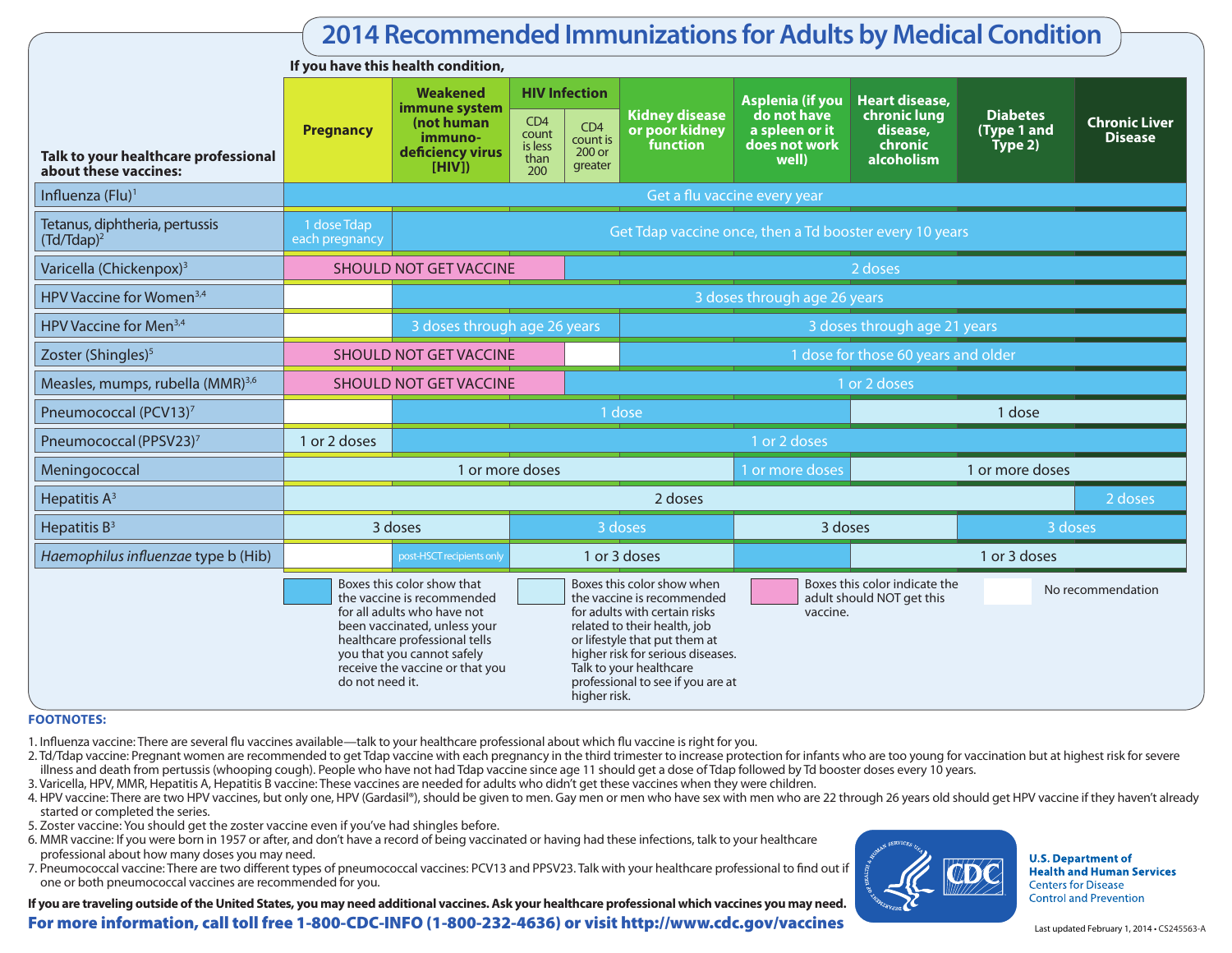# 2014 Recommended Immunizations for Adults by Medical Condition

**If you have this health condition,**

| Talk to your healthcare professional about these vaccines: | Pregnancy | Weakened immune system (not human immuno-deficiency virus [HIV]) | HIV Infection: CD4 count is less than 200 | HIV Infection: CD4 count is 200 or greater | Kidney disease or poor kidney function | Asplenia (if you do not have a spleen or it does not work well) | Heart disease, chronic lung disease, chronic alcoholism | Diabetes (Type 1 and Type 2) | Chronic Liver Disease |
|---|---|---|---|---|---|---|---|---|---|
| Influenza (Flu)[1] | Get a flu vaccine every year | | | | | | | | |
| Tetanus, diphtheria, pertussis (Td/Tdap)[2] | 1 dose Tdap each pregnancy | Get Tdap vaccine once, then a Td booster every 10 years | | | | | | | |
| Varicella (Chickenpox)[3] | SHOULD NOT GET VACCINE | | | 2 doses | | | | | |
| HPV Vaccine for Women[3,4] | | 3 doses through age 26 years | | | | | | | |
| HPV Vaccine for Men[3,4] | | 3 doses through age 26 years | | | 3 doses through age 21 years | | | | |
| Zoster (Shingles)[5] | SHOULD NOT GET VACCINE | | | | 1 dose for those 60 years and older | | | | |
| Measles, mumps, rubella (MMR)[3,6] | SHOULD NOT GET VACCINE | | | 1 or 2 doses | | | | | |
| Pneumococcal (PCV13)[7] | | 1 dose | | | | | 1 dose | | |
| Pneumococcal (PPSV23)[7] | 1 or 2 doses | 1 or 2 doses | | | | | | | |
| Meningococcal | 1 or more doses | | | | | 1 or more doses | 1 or more doses | | |
| Hepatitis A[3] | 2 doses | | | | | | | | 2 doses |
| Hepatitis B[3] | 3 doses | | 3 doses | | | 3 doses | | 3 doses | |
| *Haemophilus influenzae* type b (Hib) | | post-HSCT recipients only | 1 or 3 doses | | | | 1 or 3 doses | | |

Legend:

- Boxes this color (blue) show that the vaccine is recommended for all adults who have not been vaccinated, unless your healthcare professional tells you that you cannot safely receive the vaccine or that you do not need it.
- Boxes this color (light blue) show when the vaccine is recommended for adults with certain risks related to their health, job or lifestyle that put them at higher risk for serious diseases. Talk to your healthcare professional to see if you are at higher risk.
- Boxes this color (pink) indicate the adult should NOT get this vaccine.
- (White) No recommendation

**FOOTNOTES:**

1. Influenza vaccine: There are several flu vaccines available—talk to your healthcare professional about which flu vaccine is right for you.
2. Td/Tdap vaccine: Pregnant women are recommended to get Tdap vaccine with each pregnancy in the third trimester to increase protection for infants who are too young for vaccination but at highest risk for severe illness and death from pertussis (whooping cough). People who have not had Tdap vaccine since age 11 should get a dose of Tdap followed by Td booster doses every 10 years.
3. Varicella, HPV, MMR, Hepatitis A, Hepatitis B vaccine: These vaccines are needed for adults who didn't get these vaccines when they were children.
4. HPV vaccine: There are two HPV vaccines, but only one, HPV (Gardasil®), should be given to men. Gay men or men who have sex with men who are 22 through 26 years old should get HPV vaccine if they haven't already started or completed the series.
5. Zoster vaccine: You should get the zoster vaccine even if you've had shingles before.
6. MMR vaccine: If you were born in 1957 or after, and don't have a record of being vaccinated or having had these infections, talk to your healthcare professional about how many doses you may need.
7. Pneumococcal vaccine: There are two different types of pneumococcal vaccines: PCV13 and PPSV23. Talk with your healthcare professional to find out if one or both pneumococcal vaccines are recommended for you.

**If you are traveling outside of the United States, you may need additional vaccines. Ask your healthcare professional which vaccines you may need.**

**For more information, call toll free 1-800-CDC-INFO (1-800-232-4636) or visit http://www.cdc.gov/vaccines**

**U.S. Department of Health and Human Services**
Centers for Disease Control and Prevention

Last updated February 1, 2014 • CS245563-A